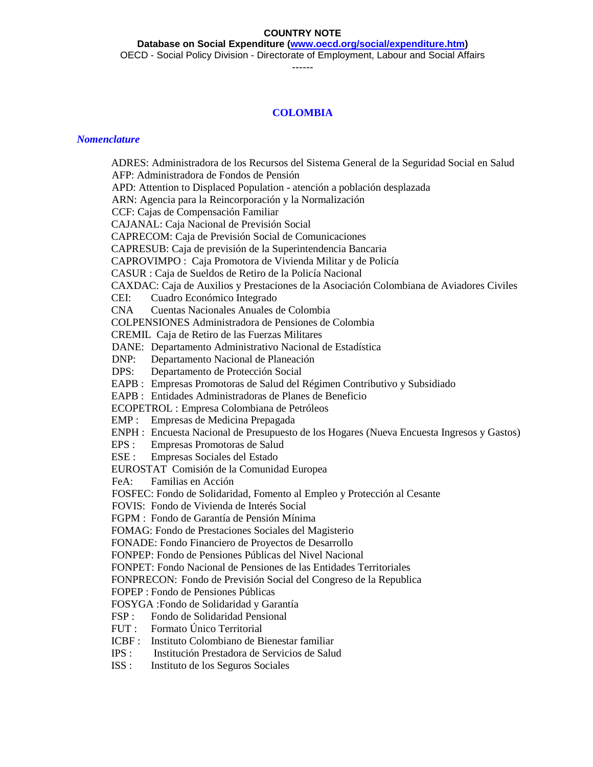**COUNTRY NOTE**

**Database on Social Expenditure ([www.oecd.org/social/expenditure.htm](www.oecd.org/social/expenditure.htm))**

OECD - Social Policy Division - Directorate of Employment, Labour and Social Affairs

------

# COLOMBIA

## *Nomenclature*

ADRES: Administradora de los Recursos del Sistema General de la Seguridad Social en Salud
AFP: Administradora de Fondos de Pensión
APD: Attention to Displaced Population - atención a población desplazada
ARN: Agencia para la Reincorporación y la Normalización
CCF: Cajas de Compensación Familiar
CAJANAL: Caja Nacional de Previsión Social
CAPRECOM: Caja de Previsión Social de Comunicaciones
CAPRESUB: Caja de previsión de la Superintendencia Bancaria
CAPROVIMPO : Caja Promotora de Vivienda Militar y de Policía
CASUR : Caja de Sueldos de Retiro de la Policía Nacional
CAXDAC: Caja de Auxilios y Prestaciones de la Asociación Colombiana de Aviadores Civiles
CEI: Cuadro Económico Integrado
CNA Cuentas Nacionales Anuales de Colombia
COLPENSIONES Administradora de Pensiones de Colombia
CREMIL Caja de Retiro de las Fuerzas Militares
DANE: Departamento Administrativo Nacional de Estadística
DNP: Departamento Nacional de Planeación
DPS: Departamento de Protección Social
EAPB : Empresas Promotoras de Salud del Régimen Contributivo y Subsidiado
EAPB : Entidades Administradoras de Planes de Beneficio
ECOPETROL : Empresa Colombiana de Petróleos
EMP : Empresas de Medicina Prepagada
ENPH : Encuesta Nacional de Presupuesto de los Hogares (Nueva Encuesta Ingresos y Gastos)
EPS : Empresas Promotoras de Salud
ESE : Empresas Sociales del Estado
EUROSTAT Comisión de la Comunidad Europea
FeA: Familias en Acción
FOSFEC: Fondo de Solidaridad, Fomento al Empleo y Protección al Cesante
FOVIS: Fondo de Vivienda de Interés Social
FGPM : Fondo de Garantía de Pensión Mínima
FOMAG: Fondo de Prestaciones Sociales del Magisterio
FONADE: Fondo Financiero de Proyectos de Desarrollo
FONPEP: Fondo de Pensiones Públicas del Nivel Nacional
FONPET: Fondo Nacional de Pensiones de las Entidades Territoriales
FONPRECON: Fondo de Previsión Social del Congreso de la Republica
FOPEP : Fondo de Pensiones Públicas
FOSYGA :Fondo de Solidaridad y Garantía
FSP : Fondo de Solidaridad Pensional
FUT : Formato Único Territorial
ICBF : Instituto Colombiano de Bienestar familiar
IPS : Institución Prestadora de Servicios de Salud
ISS : Instituto de los Seguros Sociales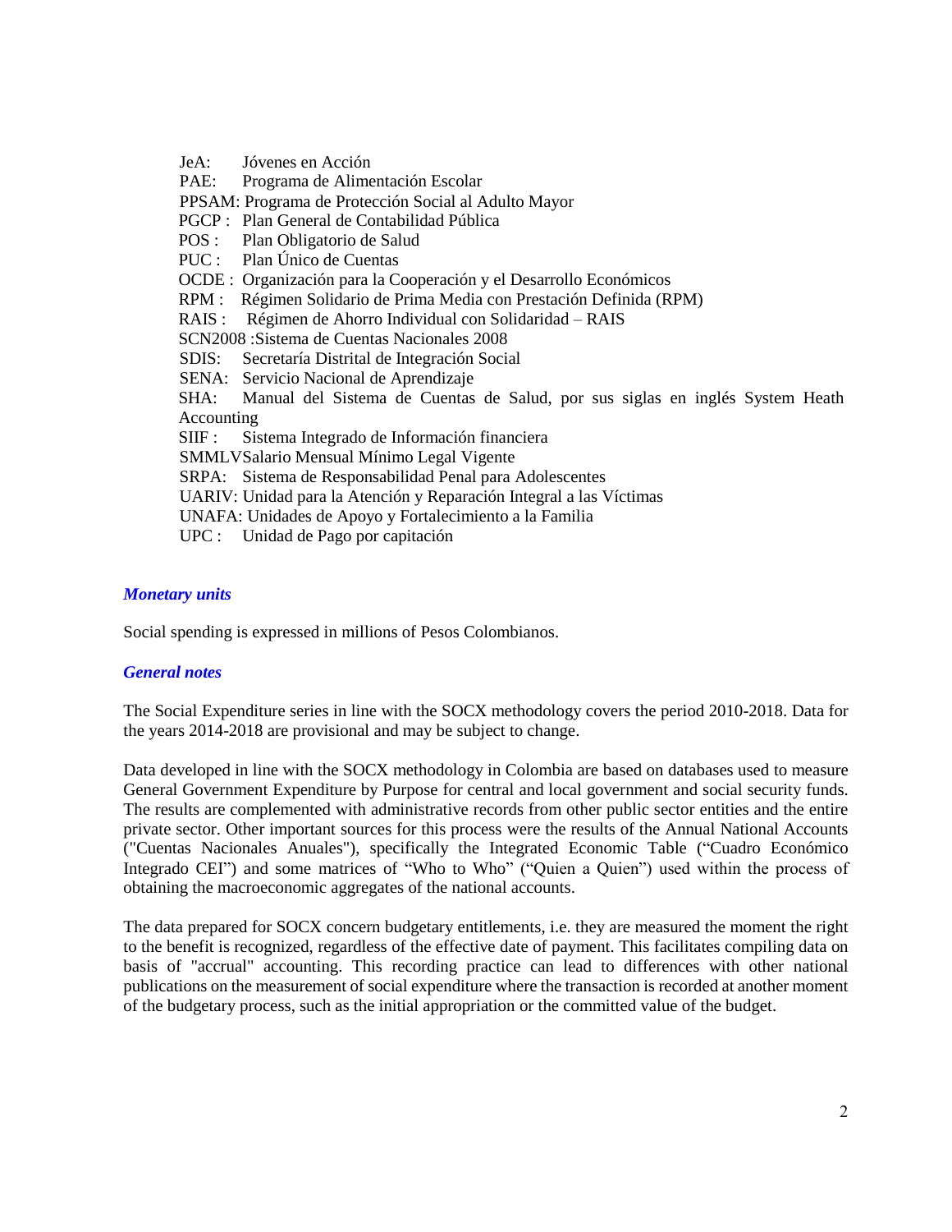JeA: Jóvenes en Acción
PAE: Programa de Alimentación Escolar
PPSAM: Programa de Protección Social al Adulto Mayor
PGCP : Plan General de Contabilidad Pública
POS : Plan Obligatorio de Salud
PUC : Plan Único de Cuentas
OCDE : Organización para la Cooperación y el Desarrollo Económicos
RPM : Régimen Solidario de Prima Media con Prestación Definida (RPM)
RAIS : Régimen de Ahorro Individual con Solidaridad – RAIS
SCN2008 :Sistema de Cuentas Nacionales 2008
SDIS: Secretaría Distrital de Integración Social
SENA: Servicio Nacional de Aprendizaje
SHA: Manual del Sistema de Cuentas de Salud, por sus siglas en inglés System Heath Accounting
SIIF : Sistema Integrado de Información financiera
SMMLVSalario Mensual Mínimo Legal Vigente
SRPA: Sistema de Responsabilidad Penal para Adolescentes
UARIV: Unidad para la Atención y Reparación Integral a las Víctimas
UNAFA: Unidades de Apoyo y Fortalecimiento a la Familia
UPC : Unidad de Pago por capitación

### *Monetary units*

Social spending is expressed in millions of Pesos Colombianos.

### *General notes*

The Social Expenditure series in line with the SOCX methodology covers the period 2010-2018. Data for the years 2014-2018 are provisional and may be subject to change.

Data developed in line with the SOCX methodology in Colombia are based on databases used to measure General Government Expenditure by Purpose for central and local government and social security funds. The results are complemented with administrative records from other public sector entities and the entire private sector. Other important sources for this process were the results of the Annual National Accounts ("Cuentas Nacionales Anuales"), specifically the Integrated Economic Table ("Cuadro Económico Integrado CEI") and some matrices of "Who to Who" ("Quien a Quien") used within the process of obtaining the macroeconomic aggregates of the national accounts.

The data prepared for SOCX concern budgetary entitlements, i.e. they are measured the moment the right to the benefit is recognized, regardless of the effective date of payment. This facilitates compiling data on basis of "accrual" accounting. This recording practice can lead to differences with other national publications on the measurement of social expenditure where the transaction is recorded at another moment of the budgetary process, such as the initial appropriation or the committed value of the budget.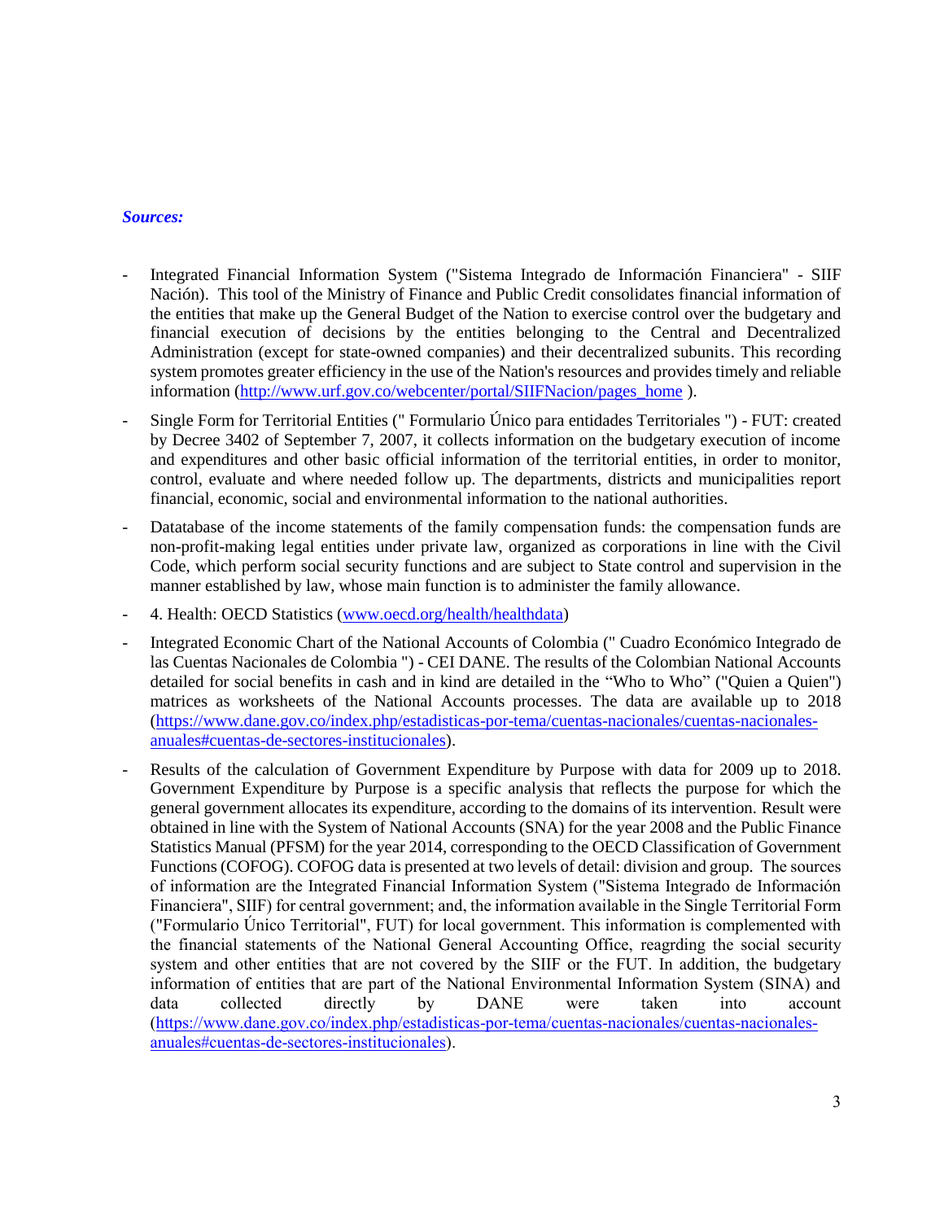***Sources:***

- Integrated Financial Information System ("Sistema Integrado de Información Financiera" - SIIF Nación). This tool of the Ministry of Finance and Public Credit consolidates financial information of the entities that make up the General Budget of the Nation to exercise control over the budgetary and financial execution of decisions by the entities belonging to the Central and Decentralized Administration (except for state-owned companies) and their decentralized subunits. This recording system promotes greater efficiency in the use of the Nation's resources and provides timely and reliable information ([http://www.urf.gov.co/webcenter/portal/SIIFNacion/pages_home](http://www.urf.gov.co/webcenter/portal/SIIFNacion/pages_home) ).
- Single Form for Territorial Entities (" Formulario Único para entidades Territoriales ") - FUT: created by Decree 3402 of September 7, 2007, it collects information on the budgetary execution of income and expenditures and other basic official information of the territorial entities, in order to monitor, control, evaluate and where needed follow up. The departments, districts and municipalities report financial, economic, social and environmental information to the national authorities.
- Datatabase of the income statements of the family compensation funds: the compensation funds are non-profit-making legal entities under private law, organized as corporations in line with the Civil Code, which perform social security functions and are subject to State control and supervision in the manner established by law, whose main function is to administer the family allowance.
- 4. Health: OECD Statistics ([www.oecd.org/health/healthdata](www.oecd.org/health/healthdata))
- Integrated Economic Chart of the National Accounts of Colombia (" Cuadro Económico Integrado de las Cuentas Nacionales de Colombia ") - CEI DANE. The results of the Colombian National Accounts detailed for social benefits in cash and in kind are detailed in the "Who to Who" ("Quien a Quien") matrices as worksheets of the National Accounts processes. The data are available up to 2018 ([https://www.dane.gov.co/index.php/estadisticas-por-tema/cuentas-nacionales/cuentas-nacionales-anuales#cuentas-de-sectores-institucionales](https://www.dane.gov.co/index.php/estadisticas-por-tema/cuentas-nacionales/cuentas-nacionales-anuales#cuentas-de-sectores-institucionales)).
- Results of the calculation of Government Expenditure by Purpose with data for 2009 up to 2018. Government Expenditure by Purpose is a specific analysis that reflects the purpose for which the general government allocates its expenditure, according to the domains of its intervention. Result were obtained in line with the System of National Accounts (SNA) for the year 2008 and the Public Finance Statistics Manual (PFSM) for the year 2014, corresponding to the OECD Classification of Government Functions (COFOG). COFOG data is presented at two levels of detail: division and group. The sources of information are the Integrated Financial Information System ("Sistema Integrado de Información Financiera", SIIF) for central government; and, the information available in the Single Territorial Form ("Formulario Único Territorial", FUT) for local government. This information is complemented with the financial statements of the National General Accounting Office, reagrding the social security system and other entities that are not covered by the SIIF or the FUT. In addition, the budgetary information of entities that are part of the National Environmental Information System (SINA) and data collected directly by DANE were taken into account ([https://www.dane.gov.co/index.php/estadisticas-por-tema/cuentas-nacionales/cuentas-nacionales-anuales#cuentas-de-sectores-institucionales](https://www.dane.gov.co/index.php/estadisticas-por-tema/cuentas-nacionales/cuentas-nacionales-anuales#cuentas-de-sectores-institucionales)).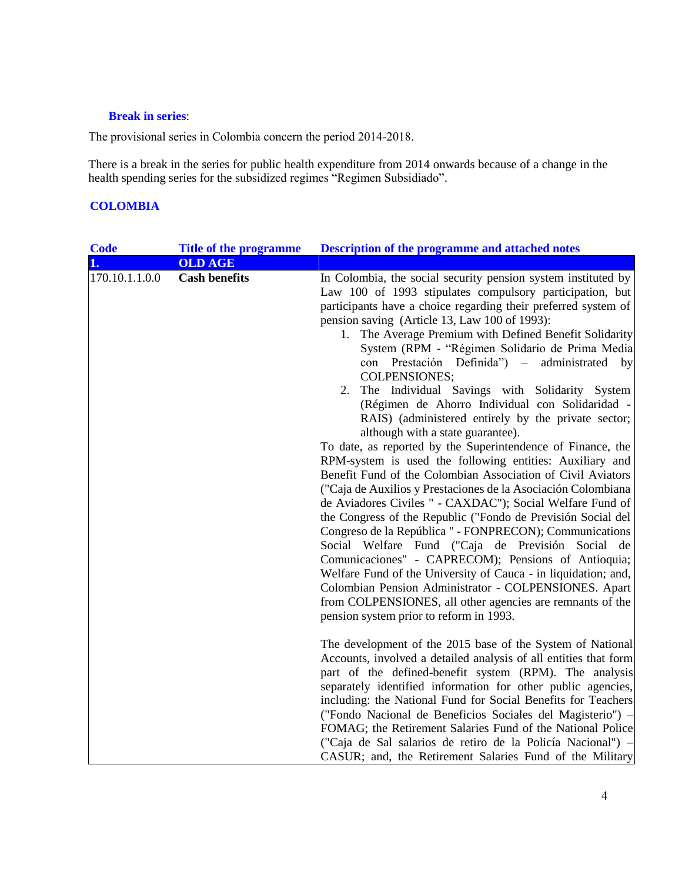**Break in series**:

The provisional series in Colombia concern the period 2014-2018.

There is a break in the series for public health expenditure from 2014 onwards because of a change in the health spending series for the subsidized regimes "Regimen Subsidiado".

## COLOMBIA

| Code | Title of the programme | Description of the programme and attached notes |
|---|---|---|
| **1.** | **OLD AGE** | |
| 170.10.1.1.0.0 | **Cash benefits** | In Colombia, the social security pension system instituted by Law 100 of 1993 stipulates compulsory participation, but participants have a choice regarding their preferred system of pension saving (Article 13, Law 100 of 1993):<br>1. The Average Premium with Defined Benefit Solidarity System (RPM - "Régimen Solidario de Prima Media con Prestación Definida") – administrated by COLPENSIONES;<br>2. The Individual Savings with Solidarity System (Régimen de Ahorro Individual con Solidaridad - RAIS) (administered entirely by the private sector; although with a state guarantee).<br>To date, as reported by the Superintendence of Finance, the RPM-system is used the following entities: Auxiliary and Benefit Fund of the Colombian Association of Civil Aviators ("Caja de Auxilios y Prestaciones de la Asociación Colombiana de Aviadores Civiles " - CAXDAC"); Social Welfare Fund of the Congress of the Republic ("Fondo de Previsión Social del Congreso de la República " - FONPRECON); Communications Social Welfare Fund ("Caja de Previsión Social de Comunicaciones" - CAPRECOM); Pensions of Antioquia; Welfare Fund of the University of Cauca - in liquidation; and, Colombian Pension Administrator - COLPENSIONES. Apart from COLPENSIONES, all other agencies are remnants of the pension system prior to reform in 1993.<br><br>The development of the 2015 base of the System of National Accounts, involved a detailed analysis of all entities that form part of the defined-benefit system (RPM). The analysis separately identified information for other public agencies, including: the National Fund for Social Benefits for Teachers ("Fondo Nacional de Beneficios Sociales del Magisterio") – FOMAG; the Retirement Salaries Fund of the National Police ("Caja de Sal salarios de retiro de la Policía Nacional") – CASUR; and, the Retirement Salaries Fund of the Military |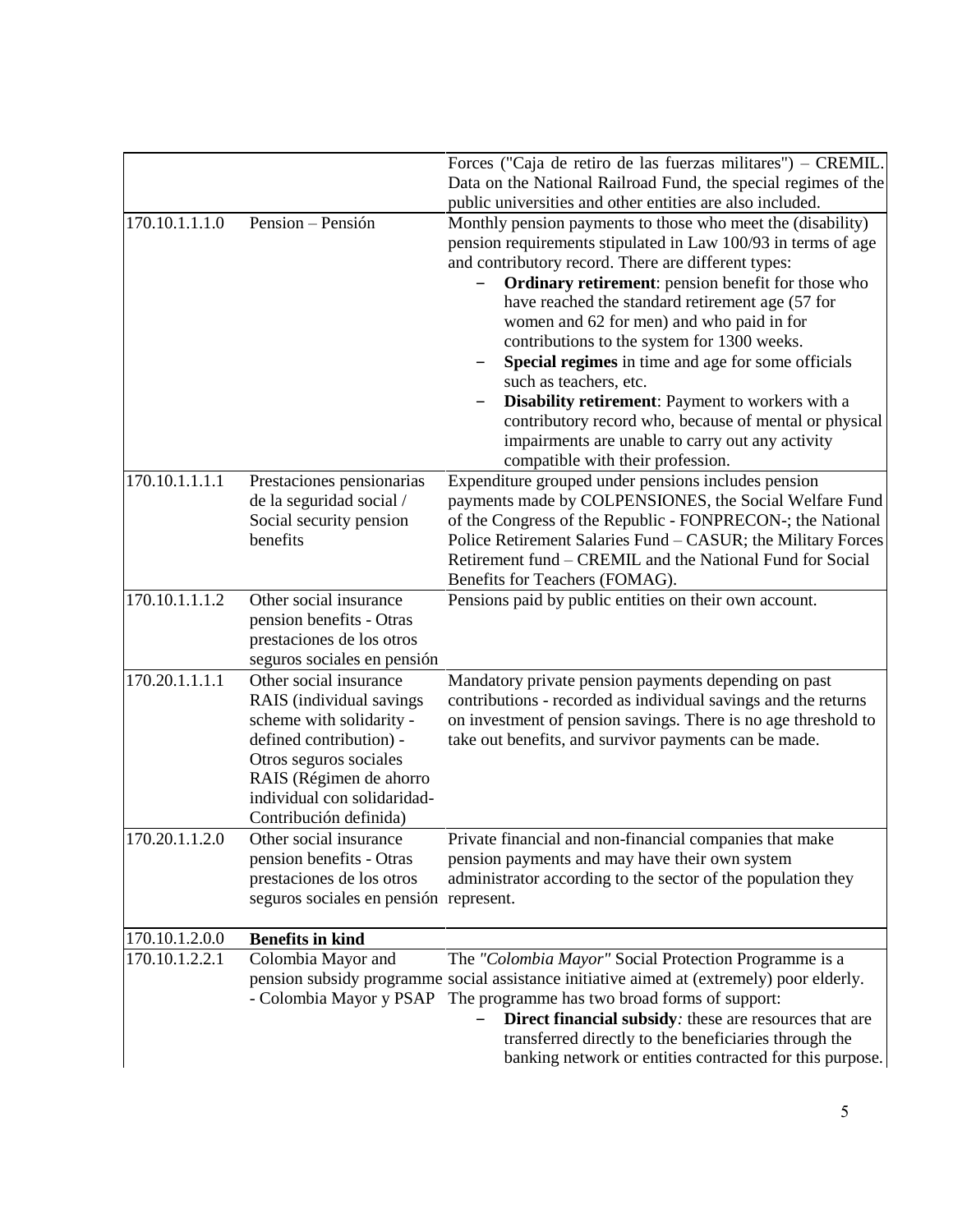| | | |
|---|---|---|
| | | Forces ("Caja de retiro de las fuerzas militares") – CREMIL. Data on the National Railroad Fund, the special regimes of the public universities and other entities are also included. |
| 170.10.1.1.1.0 | Pension – Pensión | Monthly pension payments to those who meet the (disability) pension requirements stipulated in Law 100/93 in terms of age and contributory record. There are different types:<br>– **Ordinary retirement**: pension benefit for those who have reached the standard retirement age (57 for women and 62 for men) and who paid in for contributions to the system for 1300 weeks.<br>– **Special regimes** in time and age for some officials such as teachers, etc.<br>– **Disability retirement**: Payment to workers with a contributory record who, because of mental or physical impairments are unable to carry out any activity compatible with their profession. |
| 170.10.1.1.1.1 | Prestaciones pensionarias de la seguridad social / Social security pension benefits | Expenditure grouped under pensions includes pension payments made by COLPENSIONES, the Social Welfare Fund of the Congress of the Republic - FONPRECON-; the National Police Retirement Salaries Fund – CASUR; the Military Forces Retirement fund – CREMIL and the National Fund for Social Benefits for Teachers (FOMAG). |
| 170.10.1.1.1.2 | Other social insurance pension benefits - Otras prestaciones de los otros seguros sociales en pensión | Pensions paid by public entities on their own account. |
| 170.20.1.1.1.1 | Other social insurance RAIS (individual savings scheme with solidarity - defined contribution) - Otros seguros sociales RAIS (Régimen de ahorro individual con solidaridad- Contribución definida) | Mandatory private pension payments depending on past contributions - recorded as individual savings and the returns on investment of pension savings. There is no age threshold to take out benefits, and survivor payments can be made. |
| 170.20.1.1.2.0 | Other social insurance pension benefits - Otras prestaciones de los otros seguros sociales en pensión | Private financial and non-financial companies that make pension payments and may have their own system administrator according to the sector of the population they represent. |
| 170.10.1.2.0.0 | **Benefits in kind** | |
| 170.10.1.2.2.1 | Colombia Mayor and pension subsidy programme - Colombia Mayor y PSAP | The *"Colombia Mayor"* Social Protection Programme is a social assistance initiative aimed at (extremely) poor elderly. The programme has two broad forms of support:<br>– **Direct financial subsidy***:* these are resources that are transferred directly to the beneficiaries through the banking network or entities contracted for this purpose. |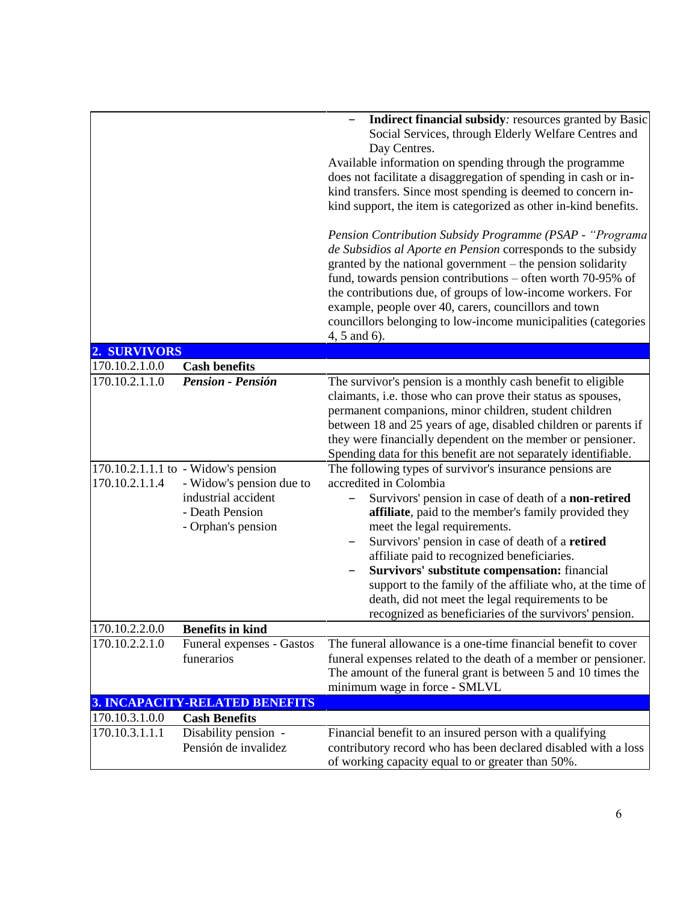| | | |
|---|---|---|
| | | – **Indirect financial subsidy***:* resources granted by Basic Social Services, through Elderly Welfare Centres and Day Centres.<br>Available information on spending through the programme does not facilitate a disaggregation of spending in cash or in-kind transfers. Since most spending is deemed to concern in-kind support, the item is categorized as other in-kind benefits.<br><br>*Pension Contribution Subsidy Programme (PSAP - "Programa de Subsidios al Aporte en Pension* corresponds to the subsidy granted by the national government – the pension solidarity fund, towards pension contributions – often worth 70-95% of the contributions due, of groups of low-income workers. For example, people over 40, carers, councillors and town councillors belonging to low-income municipalities (categories 4, 5 and 6). |
| **2. SURVIVORS** | | |
| 170.10.2.1.0.0 | **Cash benefits** | |
| 170.10.2.1.1.0 | ***Pension - Pensión*** | The survivor's pension is a monthly cash benefit to eligible claimants, i.e. those who can prove their status as spouses, permanent companions, minor children, student children between 18 and 25 years of age, disabled children or parents if they were financially dependent on the member or pensioner. Spending data for this benefit are not separately identifiable. |
| 170.10.2.1.1.1 to 170.10.2.1.1.4 | - Widow's pension<br>- Widow's pension due to industrial accident<br>- Death Pension<br>- Orphan's pension | The following types of survivor's insurance pensions are accredited in Colombia<br>– Survivors' pension in case of death of a **non-retired affiliate**, paid to the member's family provided they meet the legal requirements.<br>– Survivors' pension in case of death of a **retired** affiliate paid to recognized beneficiaries.<br>– **Survivors' substitute compensation:** financial support to the family of the affiliate who, at the time of death, did not meet the legal requirements to be recognized as beneficiaries of the survivors' pension. |
| 170.10.2.2.0.0 | **Benefits in kind** | |
| 170.10.2.2.1.0 | Funeral expenses - Gastos funerarios | The funeral allowance is a one-time financial benefit to cover funeral expenses related to the death of a member or pensioner. The amount of the funeral grant is between 5 and 10 times the minimum wage in force - SMLVL |
| **3. INCAPACITY-RELATED BENEFITS** | | |
| 170.10.3.1.0.0 | **Cash Benefits** | |
| 170.10.3.1.1.1 | Disability pension - Pensión de invalidez | Financial benefit to an insured person with a qualifying contributory record who has been declared disabled with a loss of working capacity equal to or greater than 50%. |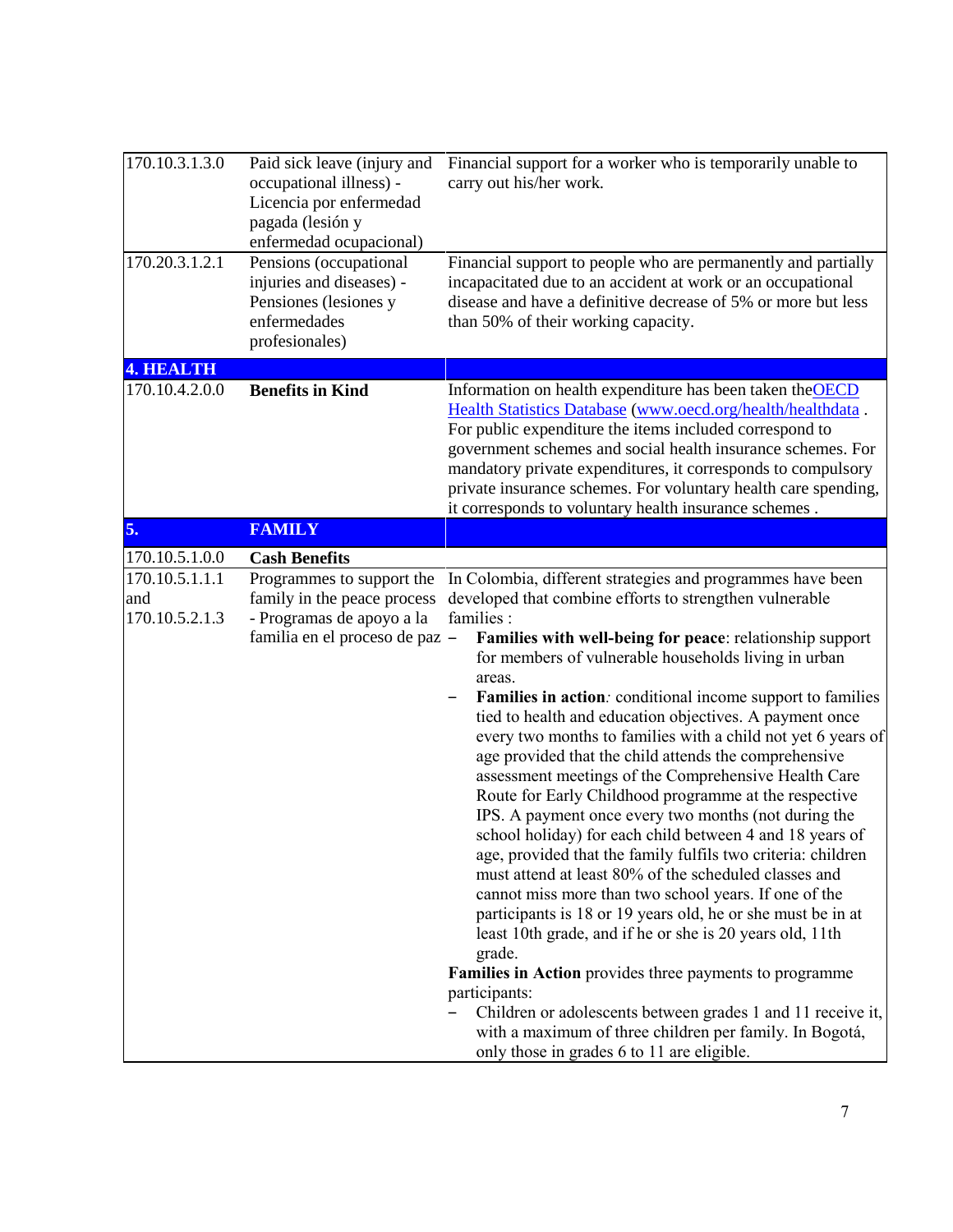| | | |
|---|---|---|
| 170.10.3.1.3.0 | Paid sick leave (injury and occupational illness) - Licencia por enfermedad pagada (lesión y enfermedad ocupacional) | Financial support for a worker who is temporarily unable to carry out his/her work. |
| 170.20.3.1.2.1 | Pensions (occupational injuries and diseases) - Pensiones (lesiones y enfermedades profesionales) | Financial support to people who are permanently and partially incapacitated due to an accident at work or an occupational disease and have a definitive decrease of 5% or more but less than 50% of their working capacity. |
| **4. HEALTH** | | |
| 170.10.4.2.0.0 | **Benefits in Kind** | Information on health expenditure has been taken the[OECD Health Statistics Database](www.oecd.org/health/healthdata) (www.oecd.org/health/healthdata . For public expenditure the items included correspond to government schemes and social health insurance schemes. For mandatory private expenditures, it corresponds to compulsory private insurance schemes. For voluntary health care spending, it corresponds to voluntary health insurance schemes . |
| **5.** | **FAMILY** | |
| 170.10.5.1.0.0 | **Cash Benefits** | |
| 170.10.5.1.1.1 and 170.10.5.2.1.3 | Programmes to support the family in the peace process - Programas de apoyo a la familia en el proceso de paz | In Colombia, different strategies and programmes have been developed that combine efforts to strengthen vulnerable families :<br>– **Families with well-being for peace**: relationship support for members of vulnerable households living in urban areas.<br>– **Families in action***:* conditional income support to families tied to health and education objectives. A payment once every two months to families with a child not yet 6 years of age provided that the child attends the comprehensive assessment meetings of the Comprehensive Health Care Route for Early Childhood programme at the respective IPS. A payment once every two months (not during the school holiday) for each child between 4 and 18 years of age, provided that the family fulfils two criteria: children must attend at least 80% of the scheduled classes and cannot miss more than two school years. If one of the participants is 18 or 19 years old, he or she must be in at least 10th grade, and if he or she is 20 years old, 11th grade.<br>**Families in Action** provides three payments to programme participants:<br>– Children or adolescents between grades 1 and 11 receive it, with a maximum of three children per family. In Bogotá, only those in grades 6 to 11 are eligible. |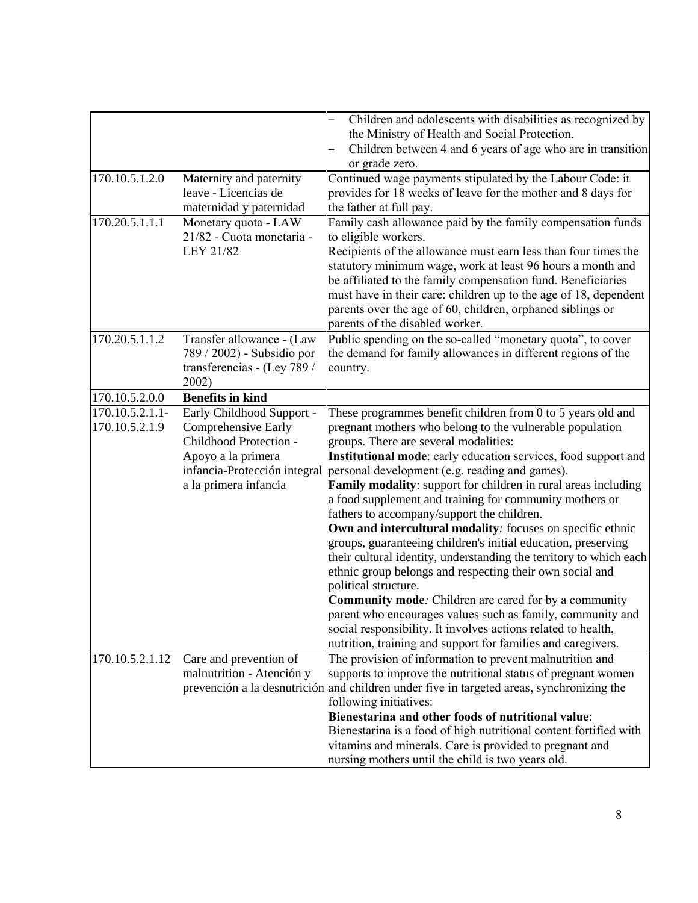| | | |
|---|---|---|
| | | – Children and adolescents with disabilities as recognized by the Ministry of Health and Social Protection.<br>– Children between 4 and 6 years of age who are in transition or grade zero. |
| 170.10.5.1.2.0 | Maternity and paternity leave - Licencias de maternidad y paternidad | Continued wage payments stipulated by the Labour Code: it provides for 18 weeks of leave for the mother and 8 days for the father at full pay. |
| 170.20.5.1.1.1 | Monetary quota - LAW 21/82 - Cuota monetaria - LEY 21/82 | Family cash allowance paid by the family compensation funds to eligible workers.<br>Recipients of the allowance must earn less than four times the statutory minimum wage, work at least 96 hours a month and be affiliated to the family compensation fund. Beneficiaries must have in their care: children up to the age of 18, dependent parents over the age of 60, children, orphaned siblings or parents of the disabled worker. |
| 170.20.5.1.1.2 | Transfer allowance - (Law 789 / 2002) - Subsidio por transferencias - (Ley 789 / 2002) | Public spending on the so-called "monetary quota", to cover the demand for family allowances in different regions of the country. |
| 170.10.5.2.0.0 | **Benefits in kind** | |
| 170.10.5.2.1.1-170.10.5.2.1.9 | Early Childhood Support - Comprehensive Early Childhood Protection - Apoyo a la primera infancia-Protección integral a la primera infancia | These programmes benefit children from 0 to 5 years old and pregnant mothers who belong to the vulnerable population groups. There are several modalities:<br>**Institutional mode**: early education services, food support and personal development (e.g. reading and games).<br>**Family modality**: support for children in rural areas including a food supplement and training for community mothers or fathers to accompany/support the children.<br>**Own and intercultural modality***:* focuses on specific ethnic groups, guaranteeing children's initial education, preserving their cultural identity, understanding the territory to which each ethnic group belongs and respecting their own social and political structure.<br>**Community mode***:* Children are cared for by a community parent who encourages values such as family, community and social responsibility. It involves actions related to health, nutrition, training and support for families and caregivers. |
| 170.10.5.2.1.12 | Care and prevention of malnutrition - Atención y prevención a la desnutrición | The provision of information to prevent malnutrition and supports to improve the nutritional status of pregnant women and children under five in targeted areas, synchronizing the following initiatives:<br>**Bienestarina and other foods of nutritional value**:<br>Bienestarina is a food of high nutritional content fortified with vitamins and minerals. Care is provided to pregnant and nursing mothers until the child is two years old. |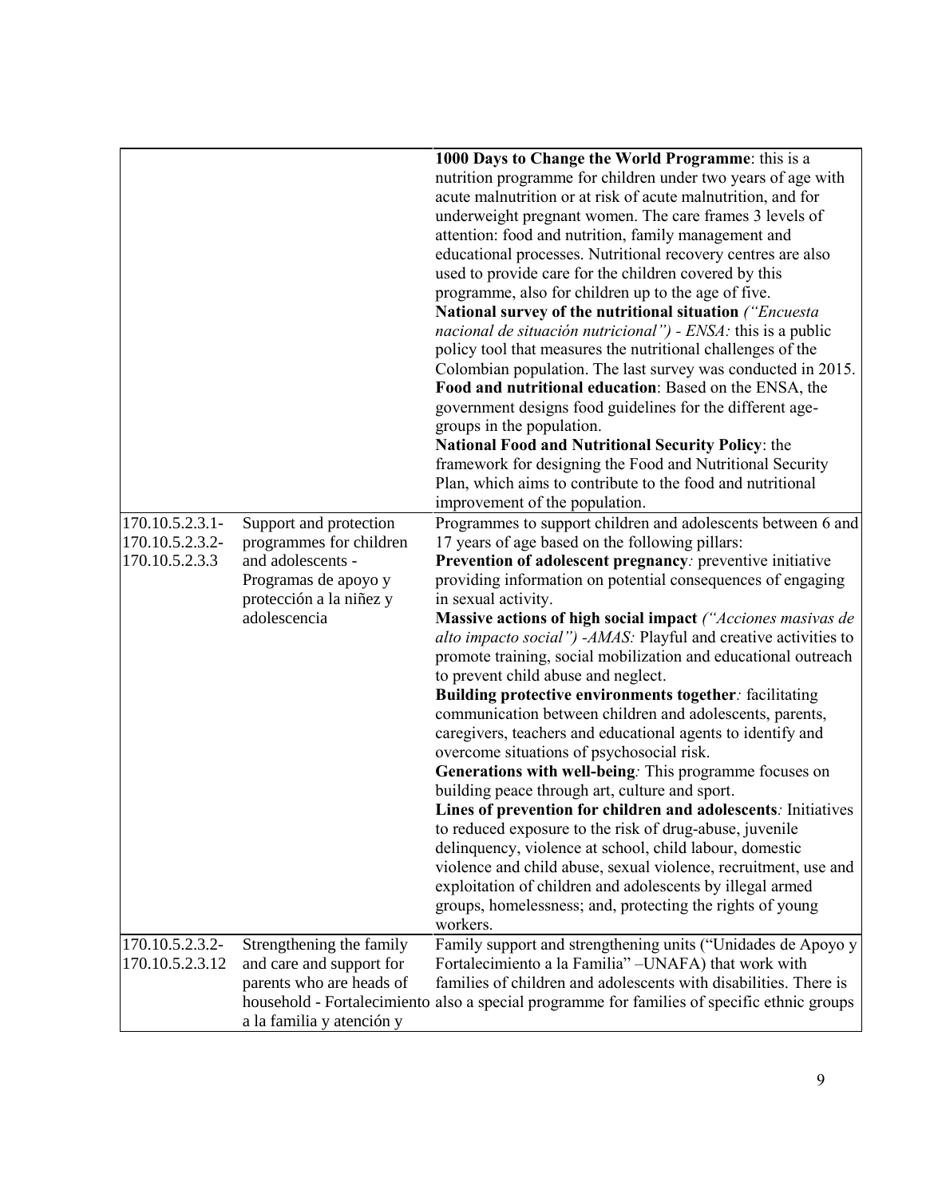| | | |
|---|---|---|
| | | **1000 Days to Change the World Programme**: this is a nutrition programme for children under two years of age with acute malnutrition or at risk of acute malnutrition, and for underweight pregnant women. The care frames 3 levels of attention: food and nutrition, family management and educational processes. Nutritional recovery centres are also used to provide care for the children covered by this programme, also for children up to the age of five. <br> **National survey of the nutritional situation** *("Encuesta nacional de situación nutricional") - ENSA:* this is a public policy tool that measures the nutritional challenges of the Colombian population. The last survey was conducted in 2015. <br> **Food and nutritional education**: Based on the ENSA, the government designs food guidelines for the different age-groups in the population. <br> **National Food and Nutritional Security Policy**: the framework for designing the Food and Nutritional Security Plan, which aims to contribute to the food and nutritional improvement of the population. |
| 170.10.5.2.3.1- 170.10.5.2.3.2- 170.10.5.2.3.3 | Support and protection programmes for children and adolescents - Programas de apoyo y protección a la niñez y adolescencia | Programmes to support children and adolescents between 6 and 17 years of age based on the following pillars: <br> **Prevention of adolescent pregnancy***:* preventive initiative providing information on potential consequences of engaging in sexual activity. <br> **Massive actions of high social impact** *("Acciones masivas de alto impacto social") -AMAS:* Playful and creative activities to promote training, social mobilization and educational outreach to prevent child abuse and neglect. <br> **Building protective environments together***:* facilitating communication between children and adolescents, parents, caregivers, teachers and educational agents to identify and overcome situations of psychosocial risk. <br> **Generations with well-being***:* This programme focuses on building peace through art, culture and sport. <br> **Lines of prevention for children and adolescents***:* Initiatives to reduced exposure to the risk of drug-abuse, juvenile delinquency, violence at school, child labour, domestic violence and child abuse, sexual violence, recruitment, use and exploitation of children and adolescents by illegal armed groups, homelessness; and, protecting the rights of young workers. |
| 170.10.5.2.3.2- 170.10.5.2.3.12 | Strengthening the family and care and support for parents who are heads of household - Fortalecimiento a la familia y atención y | Family support and strengthening units ("Unidades de Apoyo y Fortalecimiento a la Familia" –UNAFA) that work with families of children and adolescents with disabilities. There is also a special programme for families of specific ethnic groups |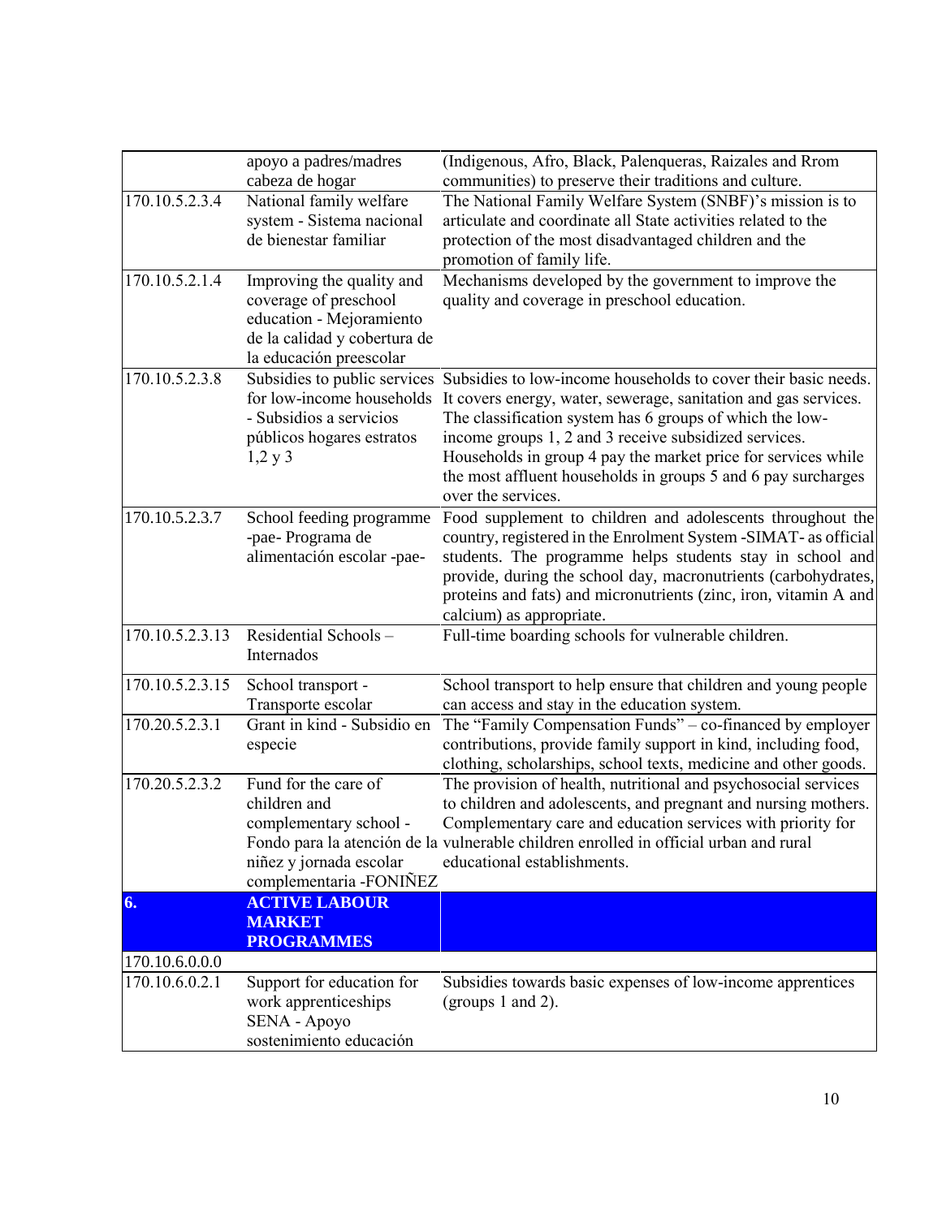|  |  |  |
|---|---|---|
|  | apoyo a padres/madres cabeza de hogar | (Indigenous, Afro, Black, Palenqueras, Raizales and Rrom communities) to preserve their traditions and culture. |
| 170.10.5.2.3.4 | National family welfare system - Sistema nacional de bienestar familiar | The National Family Welfare System (SNBF)'s mission is to articulate and coordinate all State activities related to the protection of the most disadvantaged children and the promotion of family life. |
| 170.10.5.2.1.4 | Improving the quality and coverage of preschool education - Mejoramiento de la calidad y cobertura de la educación preescolar | Mechanisms developed by the government to improve the quality and coverage in preschool education. |
| 170.10.5.2.3.8 | Subsidies to public services for low-income households - Subsidios a servicios públicos hogares estratos 1,2 y 3 | Subsidies to low-income households to cover their basic needs. It covers energy, water, sewerage, sanitation and gas services. The classification system has 6 groups of which the low-income groups 1, 2 and 3 receive subsidized services. Households in group 4 pay the market price for services while the most affluent households in groups 5 and 6 pay surcharges over the services. |
| 170.10.5.2.3.7 | School feeding programme -pae- Programa de alimentación escolar -pae- | Food supplement to children and adolescents throughout the country, registered in the Enrolment System -SIMAT- as official students. The programme helps students stay in school and provide, during the school day, macronutrients (carbohydrates, proteins and fats) and micronutrients (zinc, iron, vitamin A and calcium) as appropriate. |
| 170.10.5.2.3.13 | Residential Schools – Internados | Full-time boarding schools for vulnerable children. |
| 170.10.5.2.3.15 | School transport - Transporte escolar | School transport to help ensure that children and young people can access and stay in the education system. |
| 170.20.5.2.3.1 | Grant in kind - Subsidio en especie | The "Family Compensation Funds" – co-financed by employer contributions, provide family support in kind, including food, clothing, scholarships, school texts, medicine and other goods. |
| 170.20.5.2.3.2 | Fund for the care of children and complementary school - Fondo para la atención de la niñez y jornada escolar complementaria -FONIÑEZ | The provision of health, nutritional and psychosocial services to children and adolescents, and pregnant and nursing mothers. Complementary care and education services with priority for vulnerable children enrolled in official urban and rural educational establishments. |
| **6.** | **ACTIVE LABOUR MARKET PROGRAMMES** |  |
| 170.10.6.0.0.0 |  |  |
| 170.10.6.0.2.1 | Support for education for work apprenticeships SENA - Apoyo sostenimiento educación | Subsidies towards basic expenses of low-income apprentices (groups 1 and 2). |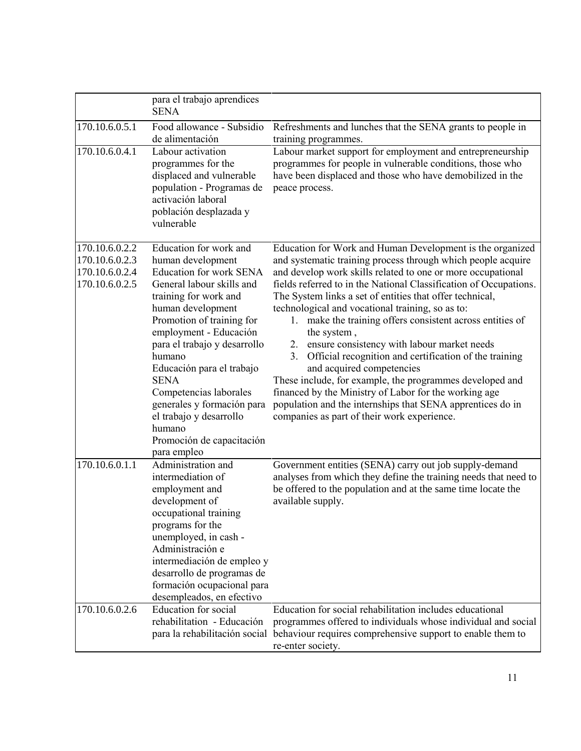| | | |
|---|---|---|
| | para el trabajo aprendices SENA | |
| 170.10.6.0.5.1 | Food allowance - Subsidio de alimentación | Refreshments and lunches that the SENA grants to people in training programmes. |
| 170.10.6.0.4.1 | Labour activation programmes for the displaced and vulnerable population - Programas de activación laboral población desplazada y vulnerable | Labour market support for employment and entrepreneurship programmes for people in vulnerable conditions, those who have been displaced and those who have demobilized in the peace process. |
| 170.10.6.0.2.2<br>170.10.6.0.2.3<br>170.10.6.0.2.4<br>170.10.6.0.2.5 | Education for work and human development<br>Education for work SENA<br>General labour skills and training for work and human development<br>Promotion of training for employment - Educación para el trabajo y desarrollo humano<br>Educación para el trabajo SENA<br>Competencias laborales generales y formación para el trabajo y desarrollo humano<br>Promoción de capacitación para empleo | Education for Work and Human Development is the organized and systematic training process through which people acquire and develop work skills related to one or more occupational fields referred to in the National Classification of Occupations. The System links a set of entities that offer technical, technological and vocational training, so as to:<br>1. make the training offers consistent across entities of the system ,<br>2. ensure consistency with labour market needs<br>3. Official recognition and certification of the training and acquired competencies<br>These include, for example, the programmes developed and financed by the Ministry of Labor for the working age population and the internships that SENA apprentices do in companies as part of their work experience. |
| 170.10.6.0.1.1 | Administration and intermediation of employment and development of occupational training programs for the unemployed, in cash - Administración e intermediación de empleo y desarrollo de programas de formación ocupacional para desempleados, en efectivo | Government entities (SENA) carry out job supply-demand analyses from which they define the training needs that need to be offered to the population and at the same time locate the available supply. |
| 170.10.6.0.2.6 | Education for social rehabilitation - Educación para la rehabilitación social | Education for social rehabilitation includes educational programmes offered to individuals whose individual and social behaviour requires comprehensive support to enable them to re-enter society. |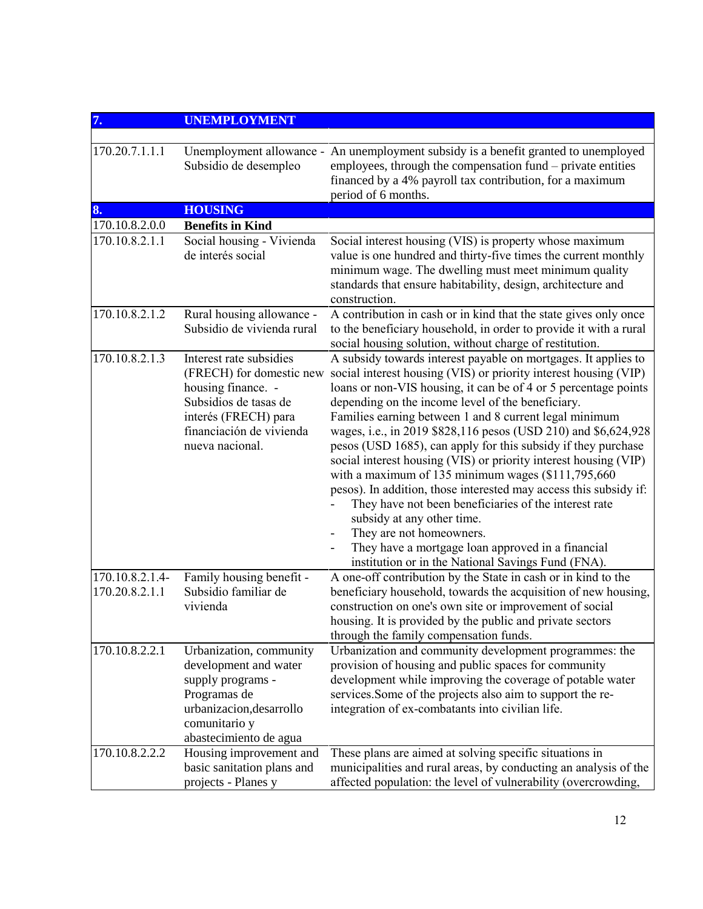| 7. | UNEMPLOYMENT | |
|---|---|---|
| | | |
| 170.20.7.1.1.1 | Unemployment allowance - Subsidio de desempleo | An unemployment subsidy is a benefit granted to unemployed employees, through the compensation fund – private entities financed by a 4% payroll tax contribution, for a maximum period of 6 months. |
| **8.** | **HOUSING** | |
| 170.10.8.2.0.0 | **Benefits in Kind** | |
| 170.10.8.2.1.1 | Social housing - Vivienda de interés social | Social interest housing (VIS) is property whose maximum value is one hundred and thirty-five times the current monthly minimum wage. The dwelling must meet minimum quality standards that ensure habitability, design, architecture and construction. |
| 170.10.8.2.1.2 | Rural housing allowance - Subsidio de vivienda rural | A contribution in cash or in kind that the state gives only once to the beneficiary household, in order to provide it with a rural social housing solution, without charge of restitution. |
| 170.10.8.2.1.3 | Interest rate subsidies (FRECH) for domestic new housing finance. - Subsidios de tasas de interés (FRECH) para financiación de vivienda nueva nacional. | A subsidy towards interest payable on mortgages. It applies to social interest housing (VIS) or priority interest housing (VIP) loans or non-VIS housing, it can be of 4 or 5 percentage points depending on the income level of the beneficiary. Families earning between 1 and 8 current legal minimum wages, i.e., in 2019 $828,116 pesos (USD 210) and $6,624,928 pesos (USD 1685), can apply for this subsidy if they purchase social interest housing (VIS) or priority interest housing (VIP) with a maximum of 135 minimum wages ($111,795,660 pesos). In addition, those interested may access this subsidy if: <br>- They have not been beneficiaries of the interest rate subsidy at any other time. <br>- They are not homeowners. <br>- They have a mortgage loan approved in a financial institution or in the National Savings Fund (FNA). |
| 170.10.8.2.1.4-170.20.8.2.1.1 | Family housing benefit - Subsidio familiar de vivienda | A one-off contribution by the State in cash or in kind to the beneficiary household, towards the acquisition of new housing, construction on one's own site or improvement of social housing. It is provided by the public and private sectors through the family compensation funds. |
| 170.10.8.2.2.1 | Urbanization, community development and water supply programs - Programas de urbanizacion,desarrollo comunitario y abastecimiento de agua | Urbanization and community development programmes: the provision of housing and public spaces for community development while improving the coverage of potable water services.Some of the projects also aim to support the re-integration of ex-combatants into civilian life. |
| 170.10.8.2.2.2 | Housing improvement and basic sanitation plans and projects - Planes y | These plans are aimed at solving specific situations in municipalities and rural areas, by conducting an analysis of the affected population: the level of vulnerability (overcrowding, |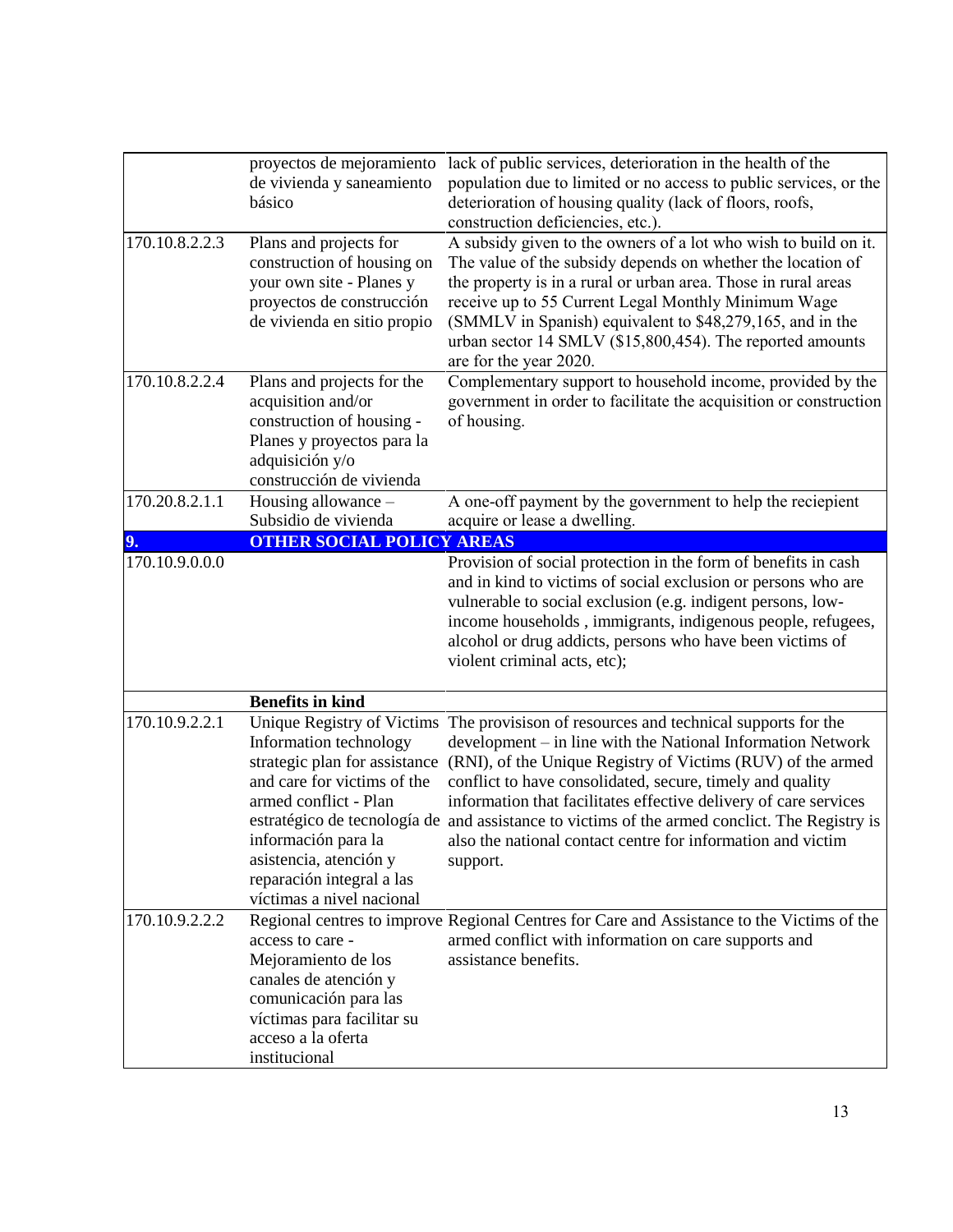| | | |
|---|---|---|
| | proyectos de mejoramiento de vivienda y saneamiento básico | lack of public services, deterioration in the health of the population due to limited or no access to public services, or the deterioration of housing quality (lack of floors, roofs, construction deficiencies, etc.). |
| 170.10.8.2.2.3 | Plans and projects for construction of housing on your own site - Planes y proyectos de construcción de vivienda en sitio propio | A subsidy given to the owners of a lot who wish to build on it. The value of the subsidy depends on whether the location of the property is in a rural or urban area. Those in rural areas receive up to 55 Current Legal Monthly Minimum Wage (SMMLV in Spanish) equivalent to $48,279,165, and in the urban sector 14 SMLV ($15,800,454). The reported amounts are for the year 2020. |
| 170.10.8.2.2.4 | Plans and projects for the acquisition and/or construction of housing - Planes y proyectos para la adquisición y/o construcción de vivienda | Complementary support to household income, provided by the government in order to facilitate the acquisition or construction of housing. |
| 170.20.8.2.1.1 | Housing allowance – Subsidio de vivienda | A one-off payment by the government to help the reciepient acquire or lease a dwelling. |
| **9.** | **OTHER SOCIAL POLICY AREAS** | |
| 170.10.9.0.0.0 | | Provision of social protection in the form of benefits in cash and in kind to victims of social exclusion or persons who are vulnerable to social exclusion (e.g. indigent persons, low-income households , immigrants, indigenous people, refugees, alcohol or drug addicts, persons who have been victims of violent criminal acts, etc); |
| | **Benefits in kind** | |
| 170.10.9.2.2.1 | Unique Registry of Victims Information technology strategic plan for assistance and care for victims of the armed conflict - Plan estratégico de tecnología de información para la asistencia, atención y reparación integral a las víctimas a nivel nacional | The provisison of resources and technical supports for the development – in line with the National Information Network (RNI), of the Unique Registry of Victims (RUV) of the armed conflict to have consolidated, secure, timely and quality information that facilitates effective delivery of care services and assistance to victims of the armed conclict. The Registry is also the national contact centre for information and victim support. |
| 170.10.9.2.2.2 | Regional centres to improve access to care - Mejoramiento de los canales de atención y comunicación para las víctimas para facilitar su acceso a la oferta institucional | Regional Centres for Care and Assistance to the Victims of the armed conflict with information on care supports and assistance benefits. |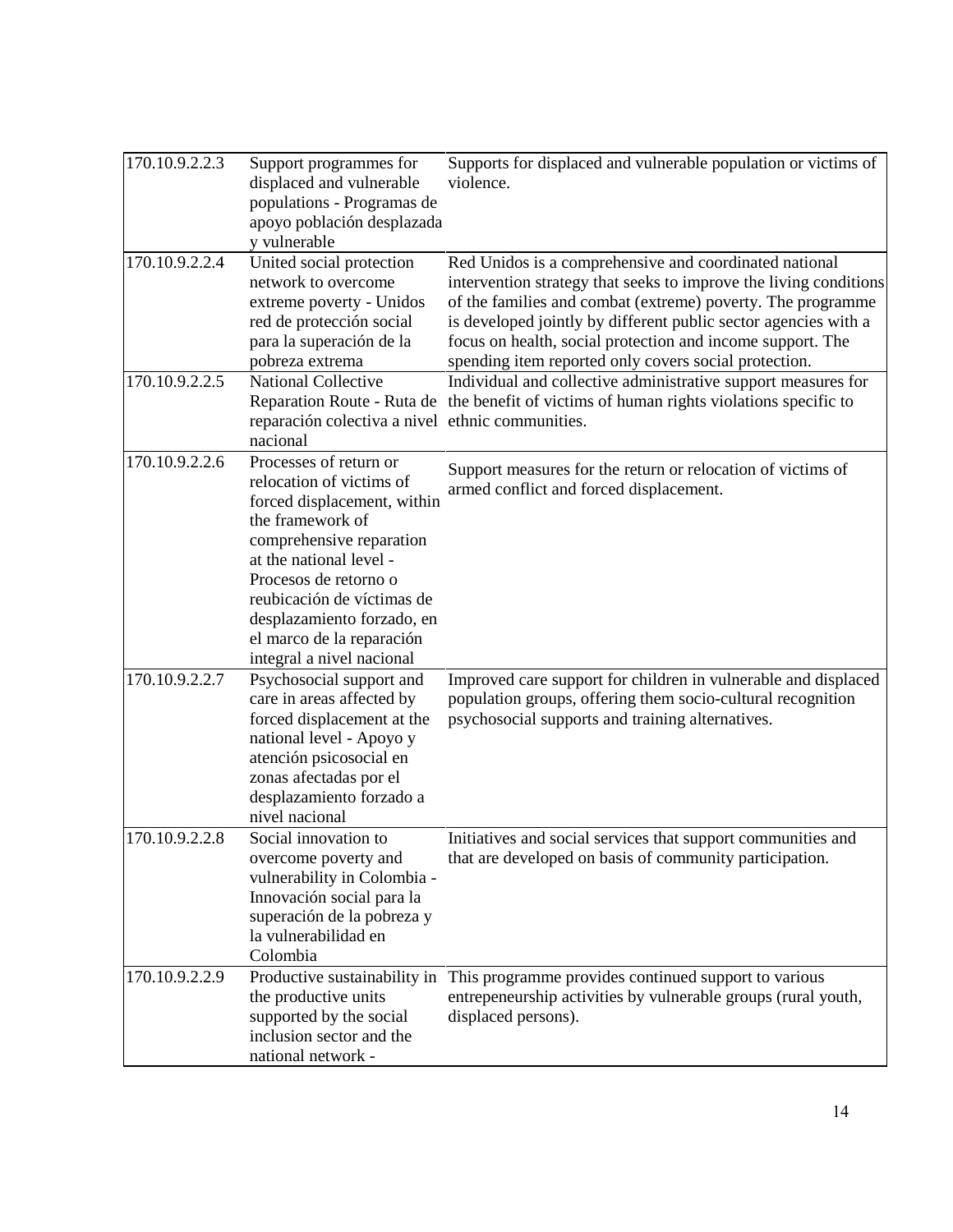| | | |
|---|---|---|
| 170.10.9.2.2.3 | Support programmes for displaced and vulnerable populations - Programas de apoyo población desplazada y vulnerable | Supports for displaced and vulnerable population or victims of violence. |
| 170.10.9.2.2.4 | United social protection network to overcome extreme poverty - Unidos red de protección social para la superación de la pobreza extrema | Red Unidos is a comprehensive and coordinated national intervention strategy that seeks to improve the living conditions of the families and combat (extreme) poverty. The programme is developed jointly by different public sector agencies with a focus on health, social protection and income support. The spending item reported only covers social protection. |
| 170.10.9.2.2.5 | National Collective Reparation Route - Ruta de reparación colectiva a nivel nacional | Individual and collective administrative support measures for the benefit of victims of human rights violations specific to ethnic communities. |
| 170.10.9.2.2.6 | Processes of return or relocation of victims of forced displacement, within the framework of comprehensive reparation at the national level - Procesos de retorno o reubicación de víctimas de desplazamiento forzado, en el marco de la reparación integral a nivel nacional | Support measures for the return or relocation of victims of armed conflict and forced displacement. |
| 170.10.9.2.2.7 | Psychosocial support and care in areas affected by forced displacement at the national level - Apoyo y atención psicosocial en zonas afectadas por el desplazamiento forzado a nivel nacional | Improved care support for children in vulnerable and displaced population groups, offering them socio-cultural recognition psychosocial supports and training alternatives. |
| 170.10.9.2.2.8 | Social innovation to overcome poverty and vulnerability in Colombia - Innovación social para la superación de la pobreza y la vulnerabilidad en Colombia | Initiatives and social services that support communities and that are developed on basis of community participation. |
| 170.10.9.2.2.9 | Productive sustainability in the productive units supported by the social inclusion sector and the national network - | This programme provides continued support to various entrepeneurship activities by vulnerable groups (rural youth, displaced persons). |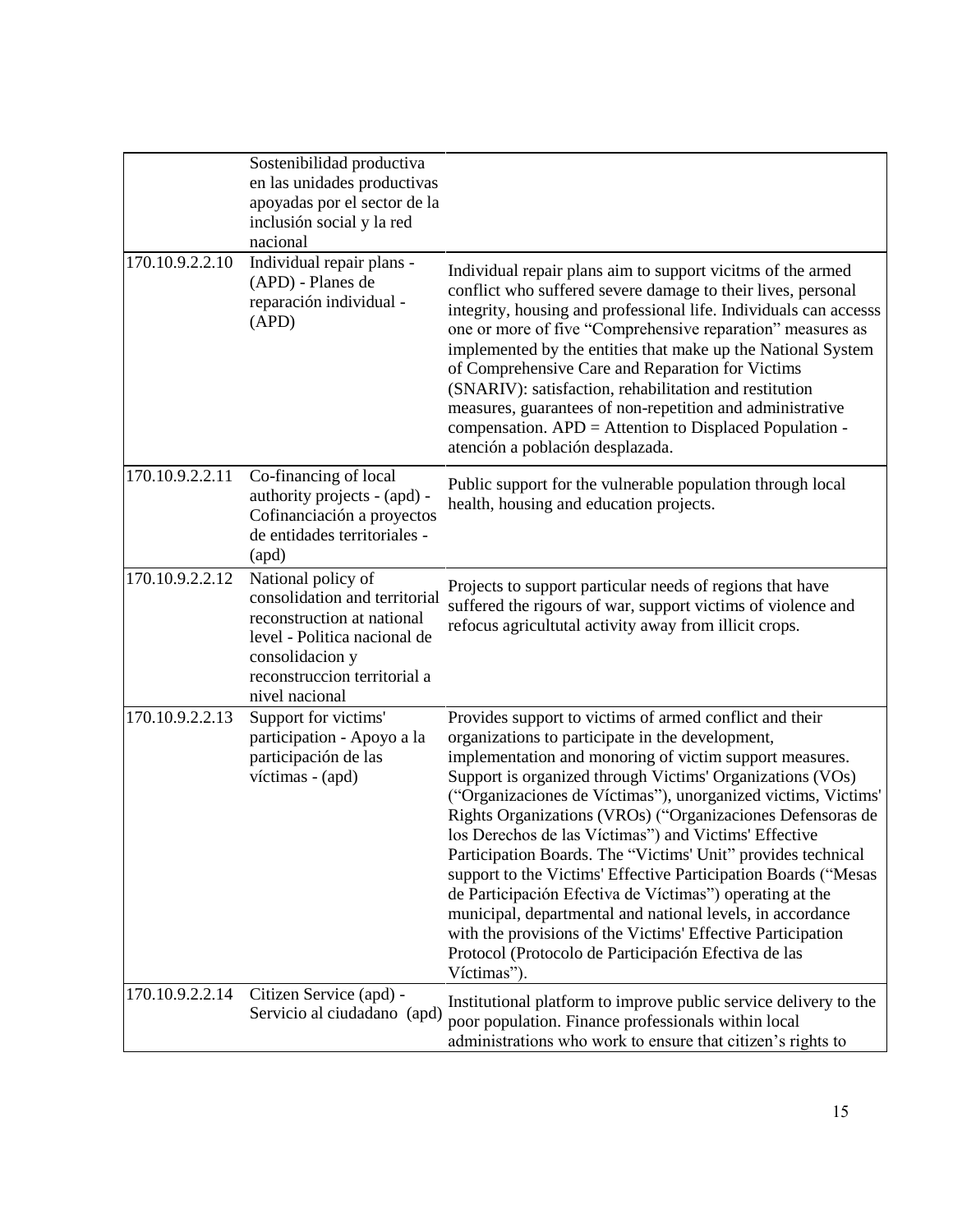| | | |
|---|---|---|
| | Sostenibilidad productiva en las unidades productivas apoyadas por el sector de la inclusión social y la red nacional | |
| 170.10.9.2.2.10 | Individual repair plans - (APD) - Planes de reparación individual - (APD) | Individual repair plans aim to support vicitms of the armed conflict who suffered severe damage to their lives, personal integrity, housing and professional life. Individuals can accesss one or more of five "Comprehensive reparation" measures as implemented by the entities that make up the National System of Comprehensive Care and Reparation for Victims (SNARIV): satisfaction, rehabilitation and restitution measures, guarantees of non-repetition and administrative compensation. APD = Attention to Displaced Population - atención a población desplazada. |
| 170.10.9.2.2.11 | Co-financing of local authority projects - (apd) - Cofinanciación a proyectos de entidades territoriales - (apd) | Public support for the vulnerable population through local health, housing and education projects. |
| 170.10.9.2.2.12 | National policy of consolidation and territorial reconstruction at national level - Politica nacional de consolidacion y reconstruccion territorial a nivel nacional | Projects to support particular needs of regions that have suffered the rigours of war, support victims of violence and refocus agricultutal activity away from illicit crops. |
| 170.10.9.2.2.13 | Support for victims' participation - Apoyo a la participación de las víctimas - (apd) | Provides support to victims of armed conflict and their organizations to participate in the development, implementation and monoring of victim support measures. Support is organized through Victims' Organizations (VOs) ("Organizaciones de Víctimas"), unorganized victims, Victims' Rights Organizations (VROs) ("Organizaciones Defensoras de los Derechos de las Víctimas") and Victims' Effective Participation Boards. The "Victims' Unit" provides technical support to the Victims' Effective Participation Boards ("Mesas de Participación Efectiva de Víctimas") operating at the municipal, departmental and national levels, in accordance with the provisions of the Victims' Effective Participation Protocol (Protocolo de Participación Efectiva de las Víctimas"). |
| 170.10.9.2.2.14 | Citizen Service (apd) - Servicio al ciudadano (apd) | Institutional platform to improve public service delivery to the poor population. Finance professionals within local administrations who work to ensure that citizen's rights to |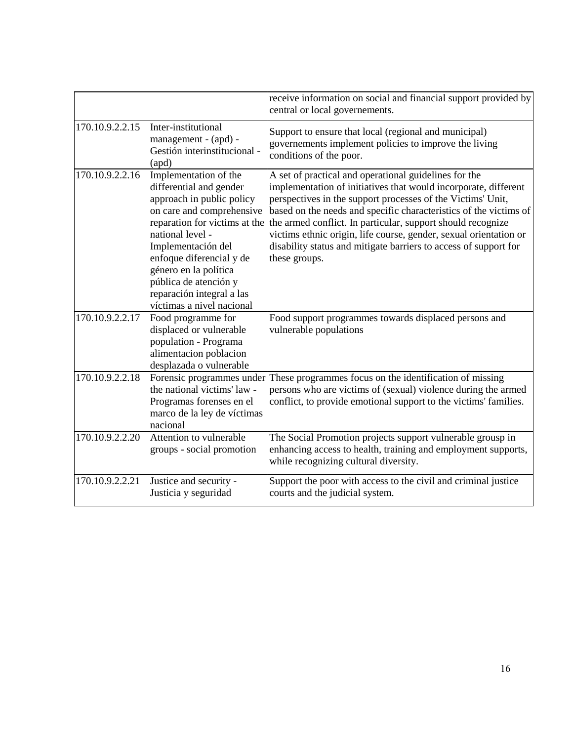| | | |
|---|---|---|
| | | receive information on social and financial support provided by central or local governements. |
| 170.10.9.2.2.15 | Inter-institutional management - (apd) - Gestión interinstitucional - (apd) | Support to ensure that local (regional and municipal) governements implement policies to improve the living conditions of the poor. |
| 170.10.9.2.2.16 | Implementation of the differential and gender approach in public policy on care and comprehensive reparation for victims at the national level - Implementación del enfoque diferencial y de género en la política pública de atención y reparación integral a las víctimas a nivel nacional | A set of practical and operational guidelines for the implementation of initiatives that would incorporate, different perspectives in the support processes of the Victims' Unit, based on the needs and specific characteristics of the victims of the armed conflict. In particular, support should recognize victims ethnic origin, life course, gender, sexual orientation or disability status and mitigate barriers to access of support for these groups. |
| 170.10.9.2.2.17 | Food programme for displaced or vulnerable population - Programa alimentacion poblacion desplazada o vulnerable | Food support programmes towards displaced persons and vulnerable populations |
| 170.10.9.2.2.18 | Forensic programmes under the national victims' law - Programas forenses en el marco de la ley de víctimas nacional | These programmes focus on the identification of missing persons who are victims of (sexual) violence during the armed conflict, to provide emotional support to the victims' families. |
| 170.10.9.2.2.20 | Attention to vulnerable groups - social promotion | The Social Promotion projects support vulnerable grousp in enhancing access to health, training and employment supports, while recognizing cultural diversity. |
| 170.10.9.2.2.21 | Justice and security - Justicia y seguridad | Support the poor with access to the civil and criminal justice courts and the judicial system. |